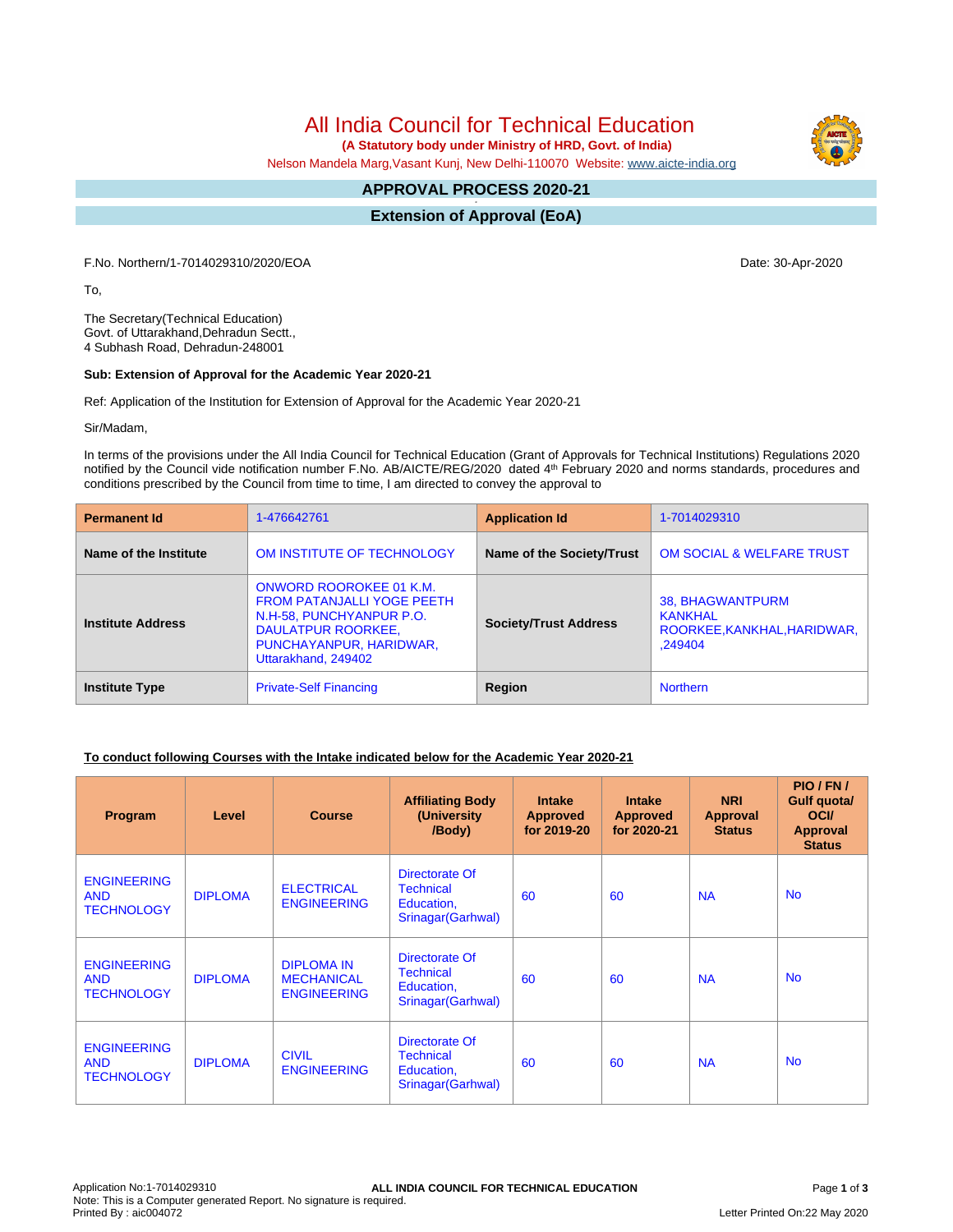# All India Council for Technical Education

**(A Statutory body under Ministry of HRD, Govt. of India)**

Nelson Mandela Marg,Vasant Kunj, New Delhi-110070 Website: www.aicte-india.org

## APPROVAL PROCESS 2020-21

## Extension of Approval (EoA)

F.No. Northern/1-7014029310/2020/EOA

Date: 30-Apr-2020

To,

The Secretary(Technical Education)
Govt. of Uttarakhand,Dehradun Sectt.,
4 Subhash Road, Dehradun-248001

**Sub: Extension of Approval for the Academic Year 2020-21**

Ref: Application of the Institution for Extension of Approval for the Academic Year 2020-21

Sir/Madam,

In terms of the provisions under the All India Council for Technical Education (Grant of Approvals for Technical Institutions) Regulations 2020 notified by the Council vide notification number F.No. AB/AICTE/REG/2020 dated 4th February 2020 and norms standards, procedures and conditions prescribed by the Council from time to time, I am directed to convey the approval to

| **Permanent Id** | 1-476642761 | **Application Id** | 1-7014029310 |
|---|---|---|---|
| **Name of the Institute** | OM INSTITUTE OF TECHNOLOGY | **Name of the Society/Trust** | OM SOCIAL & WELFARE TRUST |
| **Institute Address** | ONWORD ROOROKEE 01 K.M. FROM PATANJALLI YOGE PEETH N.H-58, PUNCHYANPUR P.O. DAULATPUR ROORKEE, PUNCHAYANPUR, HARIDWAR, Uttarakhand, 249402 | **Society/Trust Address** | 38, BHAGWANTPURM KANKHAL ROORKEE,KANKHAL,HARIDWAR, ,249404 |
| **Institute Type** | Private-Self Financing | **Region** | Northern |

**To conduct following Courses with the Intake indicated below for the Academic Year 2020-21**

| Program | Level | Course | Affiliating Body (University /Body) | Intake Approved for 2019-20 | Intake Approved for 2020-21 | NRI Approval Status | PIO / FN / Gulf quota/ OCI/ Approval Status |
|---|---|---|---|---|---|---|---|
| ENGINEERING AND TECHNOLOGY | DIPLOMA | ELECTRICAL ENGINEERING | Directorate Of Technical Education, Srinagar(Garhwal) | 60 | 60 | NA | No |
| ENGINEERING AND TECHNOLOGY | DIPLOMA | DIPLOMA IN MECHANICAL ENGINEERING | Directorate Of Technical Education, Srinagar(Garhwal) | 60 | 60 | NA | No |
| ENGINEERING AND TECHNOLOGY | DIPLOMA | CIVIL ENGINEERING | Directorate Of Technical Education, Srinagar(Garhwal) | 60 | 60 | NA | No |

Application No:1-7014029310
Note: This is a Computer generated Report. No signature is required.
Printed By : aic004072

Letter Printed On:22 May 2020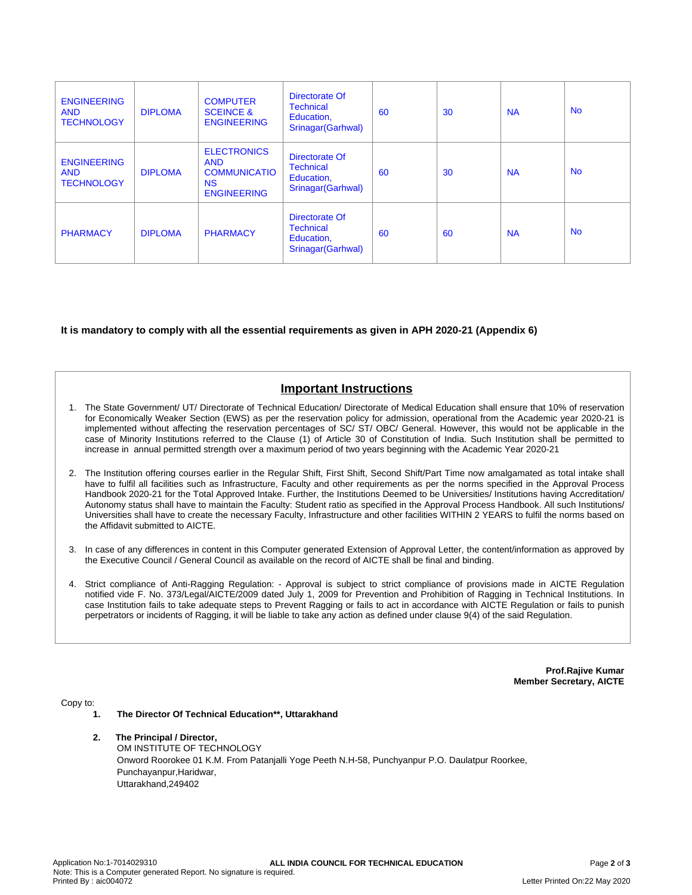| ENGINEERING AND TECHNOLOGY | DIPLOMA | COMPUTER SCEINCE & ENGINEERING | Directorate Of Technical Education, Srinagar(Garhwal) | 60 | 30 | NA | No |
|---|---|---|---|---|---|---|---|
| ENGINEERING AND TECHNOLOGY | DIPLOMA | ELECTRONICS AND COMMUNICATIONS ENGINEERING | Directorate Of Technical Education, Srinagar(Garhwal) | 60 | 30 | NA | No |
| PHARMACY | DIPLOMA | PHARMACY | Directorate Of Technical Education, Srinagar(Garhwal) | 60 | 60 | NA | No |

**It is mandatory to comply with all the essential requirements as given in APH 2020-21 (Appendix 6)**

## Important Instructions

1. The State Government/ UT/ Directorate of Technical Education/ Directorate of Medical Education shall ensure that 10% of reservation for Economically Weaker Section (EWS) as per the reservation policy for admission, operational from the Academic year 2020-21 is implemented without affecting the reservation percentages of SC/ ST/ OBC/ General. However, this would not be applicable in the case of Minority Institutions referred to the Clause (1) of Article 30 of Constitution of India. Such Institution shall be permitted to increase in annual permitted strength over a maximum period of two years beginning with the Academic Year 2020-21

2. The Institution offering courses earlier in the Regular Shift, First Shift, Second Shift/Part Time now amalgamated as total intake shall have to fulfil all facilities such as Infrastructure, Faculty and other requirements as per the norms specified in the Approval Process Handbook 2020-21 for the Total Approved Intake. Further, the Institutions Deemed to be Universities/ Institutions having Accreditation/ Autonomy status shall have to maintain the Faculty: Student ratio as specified in the Approval Process Handbook. All such Institutions/ Universities shall have to create the necessary Faculty, Infrastructure and other facilities WITHIN 2 YEARS to fulfil the norms based on the Affidavit submitted to AICTE.

3. In case of any differences in content in this Computer generated Extension of Approval Letter, the content/information as approved by the Executive Council / General Council as available on the record of AICTE shall be final and binding.

4. Strict compliance of Anti-Ragging Regulation: - Approval is subject to strict compliance of provisions made in AICTE Regulation notified vide F. No. 373/Legal/AICTE/2009 dated July 1, 2009 for Prevention and Prohibition of Ragging in Technical Institutions. In case Institution fails to take adequate steps to Prevent Ragging or fails to act in accordance with AICTE Regulation or fails to punish perpetrators or incidents of Ragging, it will be liable to take any action as defined under clause 9(4) of the said Regulation.

**Prof.Rajive Kumar**
**Member Secretary, AICTE**

Copy to:

1. **The Director Of Technical Education**, Uttarakhand**

2. **The Principal / Director,**
   OM INSTITUTE OF TECHNOLOGY
   Onword Roorokee 01 K.M. From Patanjalli Yoge Peeth N.H-58, Punchyanpur P.O. Daulatpur Roorkee,
   Punchayanpur,Haridwar,
   Uttarakhand,249402

Application No:1-7014029310
Note: This is a Computer generated Report. No signature is required.
Printed By : aic004072

ALL INDIA COUNCIL FOR TECHNICAL EDUCATION

Letter Printed On:22 May 2020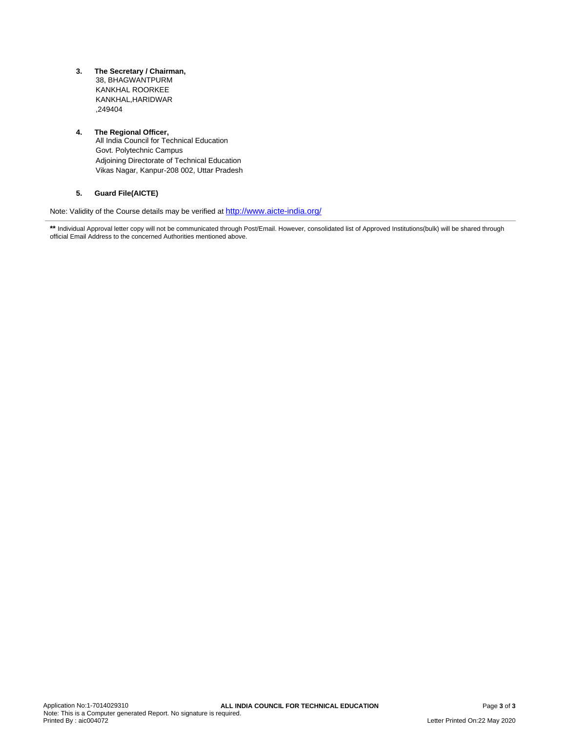3. **The Secretary / Chairman,**
   38, BHAGWANTPURM
   KANKHAL ROORKEE
   KANKHAL,HARIDWAR
   ,249404

4. **The Regional Officer,**
   All India Council for Technical Education
   Govt. Polytechnic Campus
   Adjoining Directorate of Technical Education
   Vikas Nagar, Kanpur-208 002, Uttar Pradesh

5. **Guard File(AICTE)**

Note: Validity of the Course details may be verified at http://www.aicte-india.org/

---

**\*\*** Individual Approval letter copy will not be communicated through Post/Email. However, consolidated list of Approved Institutions(bulk) will be shared through official Email Address to the concerned Authorities mentioned above.

Application No:1-7014029310
Note: This is a Computer generated Report. No signature is required.
Printed By : aic004072

**ALL INDIA COUNCIL FOR TECHNICAL EDUCATION**

Letter Printed On:22 May 2020